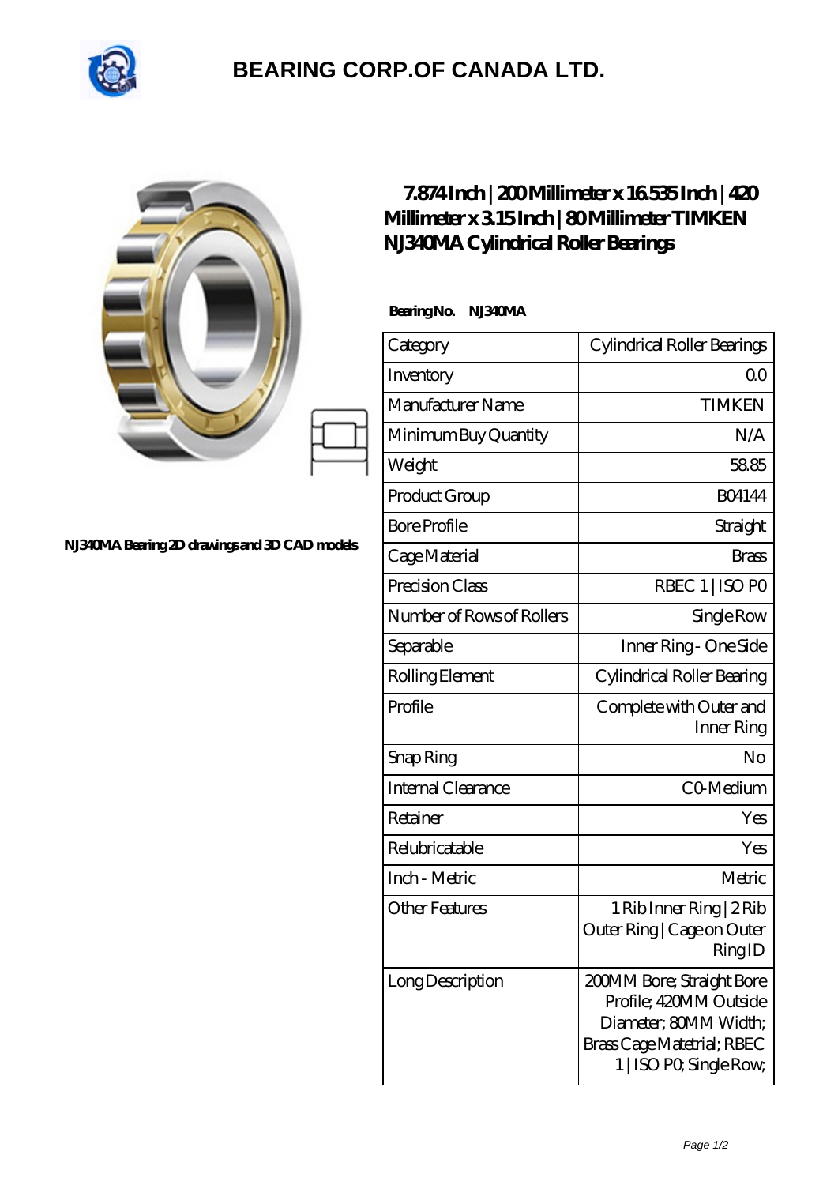# BEARING CORP.OF CANADA LTD.

NJ340MA Bearing 2D drawings and 3D CAD models

## 7.874 Inch | 200 Millimeter x 16.535 Inch | 420 Millimeter x 3.15 Inch | 80 Millimeter TIMKEN NJ340MA Cylindrical Roller Bearings

**Bearing No. NJ340MA**

| Category | Cylindrical Roller Bearings |
|---|---|
| Inventory | 0.0 |
| Manufacturer Name | TIMKEN |
| Minimum Buy Quantity | N/A |
| Weight | 58.85 |
| Product Group | B04144 |
| Bore Profile | Straight |
| Cage Material | Brass |
| Precision Class | RBEC 1 \| ISO P0 |
| Number of Rows of Rollers | Single Row |
| Separable | Inner Ring - One Side |
| Rolling Element | Cylindrical Roller Bearing |
| Profile | Complete with Outer and Inner Ring |
| Snap Ring | No |
| Internal Clearance | C0-Medium |
| Retainer | Yes |
| Relubricatable | Yes |
| Inch - Metric | Metric |
| Other Features | 1 Rib Inner Ring \| 2 Rib Outer Ring \| Cage on Outer Ring ID |
| Long Description | 200MM Bore; Straight Bore Profile; 420MM Outside Diameter; 80MM Width; Brass Cage Matetrial; RBEC 1 \| ISO P0; Single Row; |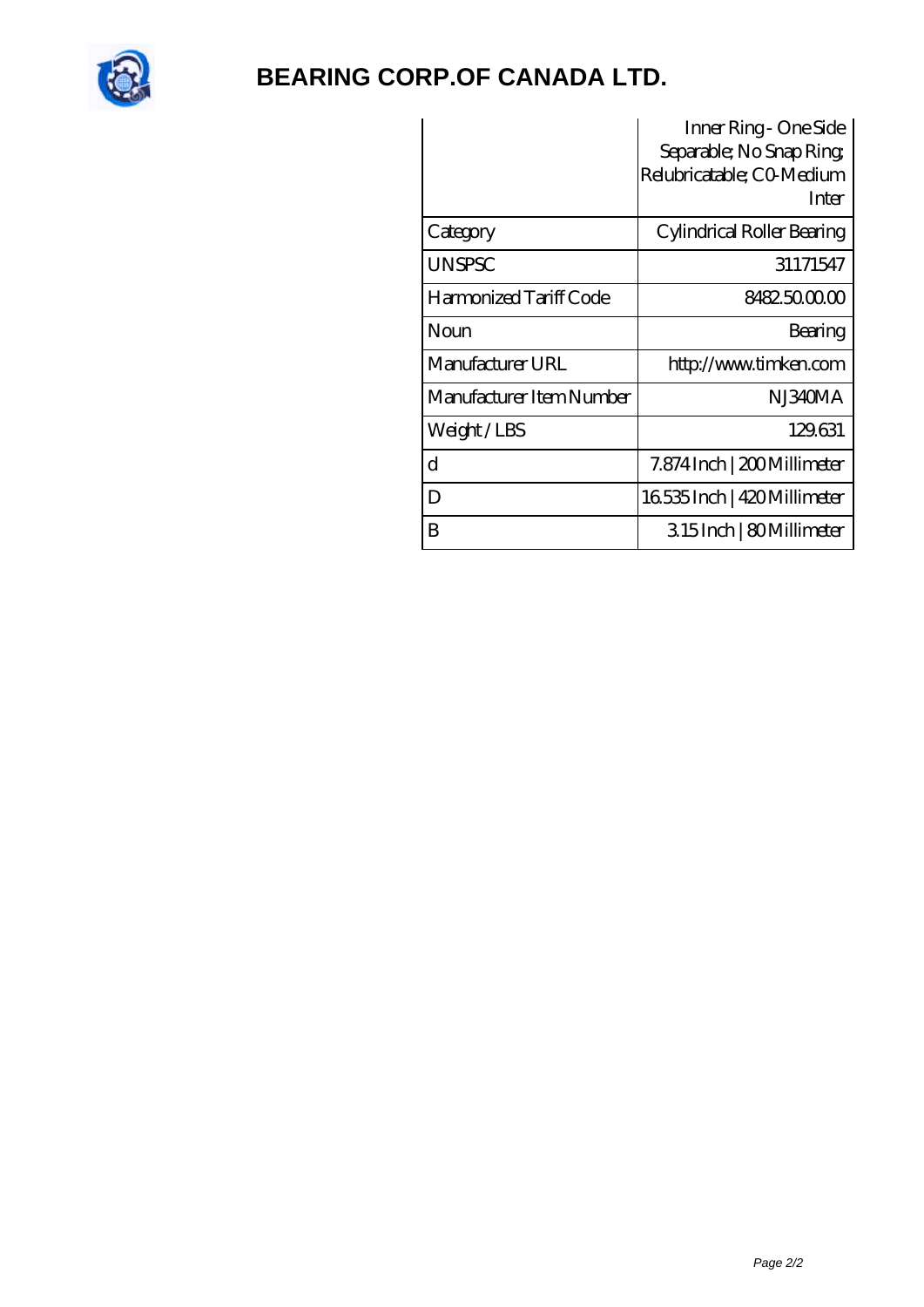# BEARING CORP.OF CANADA LTD.

| | |
|---|---|
| | Inner Ring - One Side Separable; No Snap Ring; Relubricatable; C0-Medium Inter |
| Category | Cylindrical Roller Bearing |
| UNSPSC | 31171547 |
| Harmonized Tariff Code | 8482.50.00.00 |
| Noun | Bearing |
| Manufacturer URL | http://www.timken.com |
| Manufacturer Item Number | NJ340MA |
| Weight / LBS | 129.631 |
| d | 7.874 Inch \| 200 Millimeter |
| D | 16.535 Inch \| 420 Millimeter |
| B | 3.15 Inch \| 80 Millimeter |